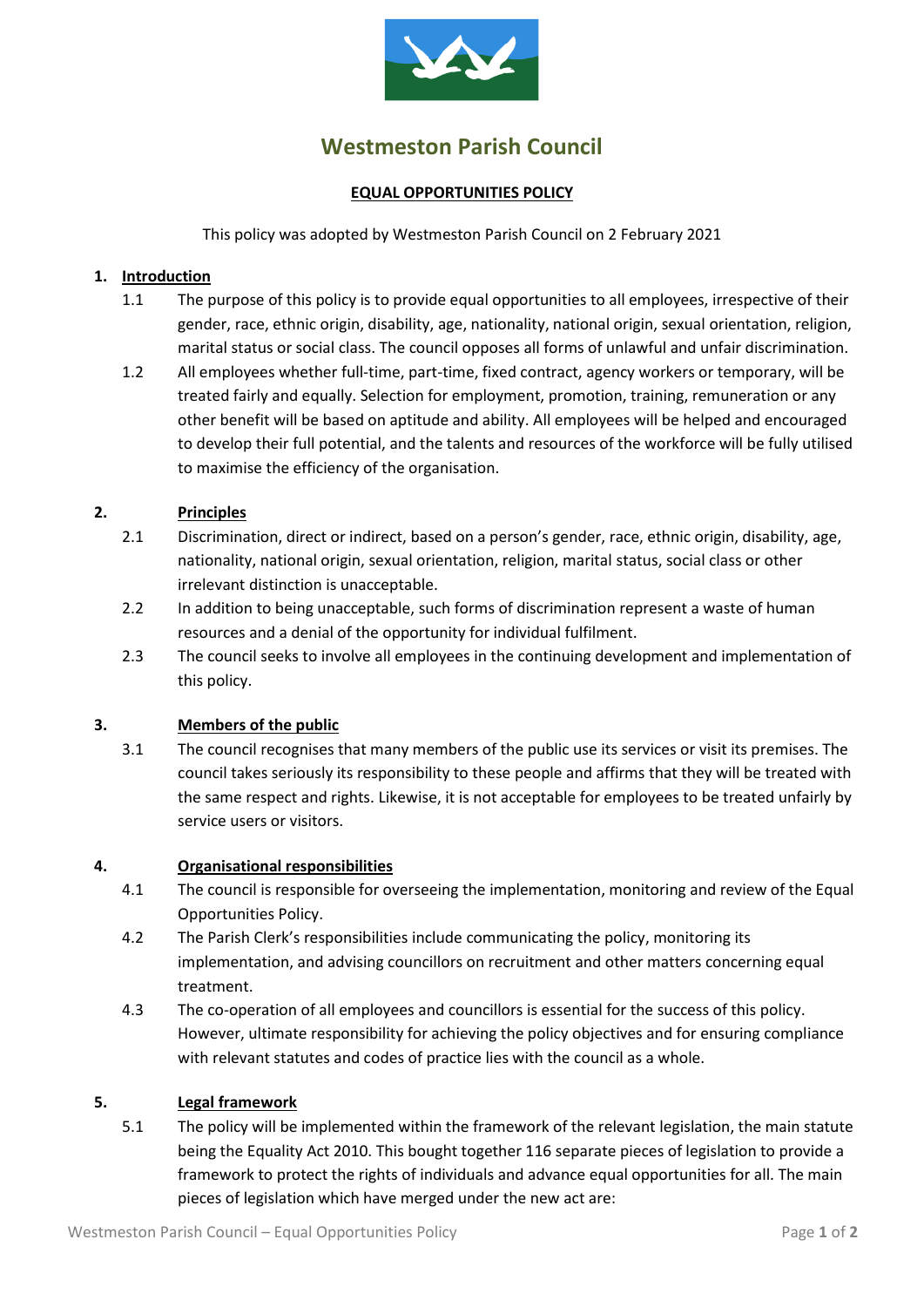# Westmeston Parish Council

## EQUAL OPPORTUNITIES POLICY

This policy was adopted by Westmeston Parish Council on 2 February 2021

### 1. Introduction

1.1 The purpose of this policy is to provide equal opportunities to all employees, irrespective of their gender, race, ethnic origin, disability, age, nationality, national origin, sexual orientation, religion, marital status or social class. The council opposes all forms of unlawful and unfair discrimination.

1.2 All employees whether full-time, part-time, fixed contract, agency workers or temporary, will be treated fairly and equally. Selection for employment, promotion, training, remuneration or any other benefit will be based on aptitude and ability. All employees will be helped and encouraged to develop their full potential, and the talents and resources of the workforce will be fully utilised to maximise the efficiency of the organisation.

### 2. Principles

2.1 Discrimination, direct or indirect, based on a person's gender, race, ethnic origin, disability, age, nationality, national origin, sexual orientation, religion, marital status, social class or other irrelevant distinction is unacceptable.

2.2 In addition to being unacceptable, such forms of discrimination represent a waste of human resources and a denial of the opportunity for individual fulfilment.

2.3 The council seeks to involve all employees in the continuing development and implementation of this policy.

### 3. Members of the public

3.1 The council recognises that many members of the public use its services or visit its premises. The council takes seriously its responsibility to these people and affirms that they will be treated with the same respect and rights. Likewise, it is not acceptable for employees to be treated unfairly by service users or visitors.

### 4. Organisational responsibilities

4.1 The council is responsible for overseeing the implementation, monitoring and review of the Equal Opportunities Policy.

4.2 The Parish Clerk's responsibilities include communicating the policy, monitoring its implementation, and advising councillors on recruitment and other matters concerning equal treatment.

4.3 The co-operation of all employees and councillors is essential for the success of this policy. However, ultimate responsibility for achieving the policy objectives and for ensuring compliance with relevant statutes and codes of practice lies with the council as a whole.

### 5. Legal framework

5.1 The policy will be implemented within the framework of the relevant legislation, the main statute being the Equality Act 2010. This bought together 116 separate pieces of legislation to provide a framework to protect the rights of individuals and advance equal opportunities for all. The main pieces of legislation which have merged under the new act are: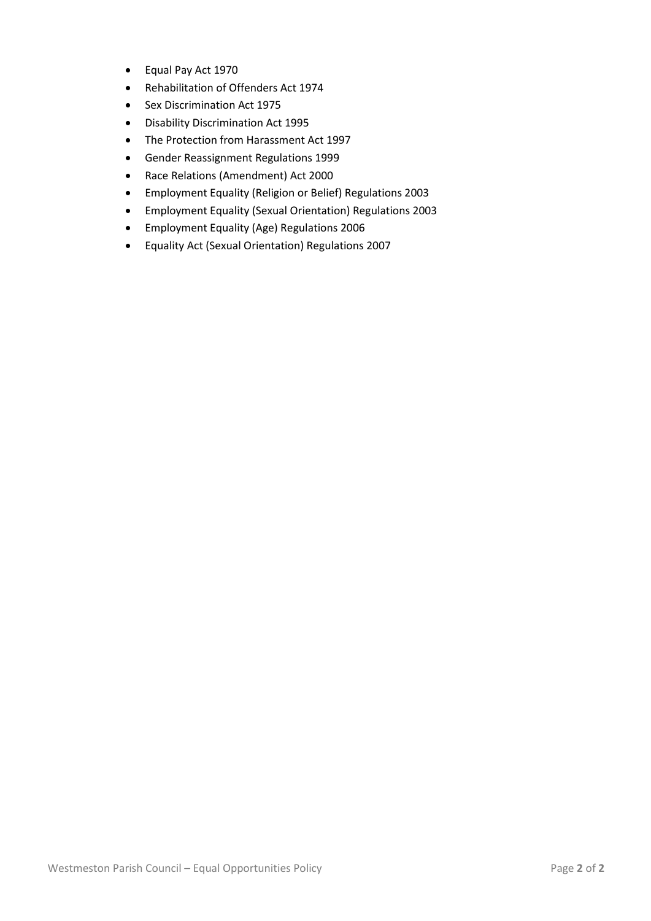- Equal Pay Act 1970
- Rehabilitation of Offenders Act 1974
- Sex Discrimination Act 1975
- Disability Discrimination Act 1995
- The Protection from Harassment Act 1997
- Gender Reassignment Regulations 1999
- Race Relations (Amendment) Act 2000
- Employment Equality (Religion or Belief) Regulations 2003
- Employment Equality (Sexual Orientation) Regulations 2003
- Employment Equality (Age) Regulations 2006
- Equality Act (Sexual Orientation) Regulations 2007